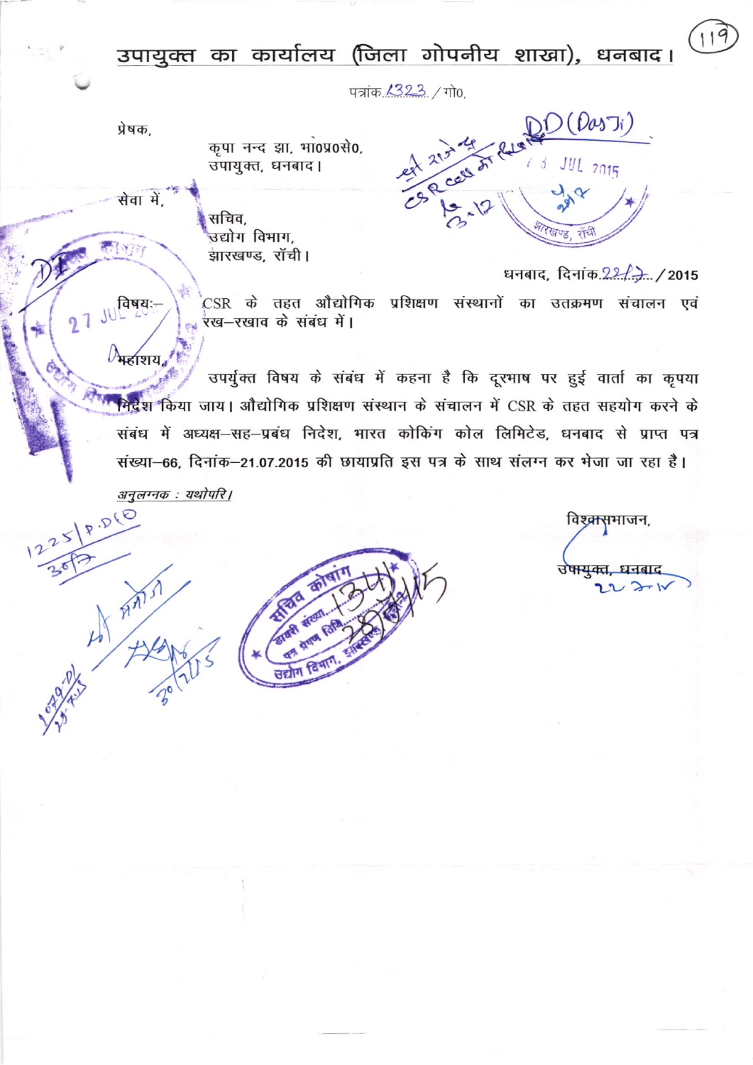# उपायुक्त का कार्यालय (जिला गोपनीय शाखा), धनबाद।

पत्रांक 1323 / गो0,

प्रेषक,

कृपा नन्द झा, भा0प्र0से0,
उपायुक्त, धनबाद।

सेवा में,

सचिव,
उद्योग विभाग,
झारखण्ड, राँची।

धनबाद, दिनांक 22/7 / 2015

विषयः– CSR के तहत औद्योगिक प्रशिक्षण संस्थानों का उतक्रमण संचालन एवं रख–रखाव के संबंध में।

महाशय,

उपर्युक्त विषय के संबंध में कहना है कि दूरभाष पर हुई वार्ता का कृपया निदेश किया जाय। औद्योगिक प्रशिक्षण संस्थान के संचालन में CSR के तहत सहयोग करने के संबंध में अध्यक्ष–सह–प्रबंध निदेश, भारत कोकिंग कोल लिमिटेड, धनबाद से प्राप्त पत्र संख्या–66, दिनांक–21.07.2015 की छायाप्रति इस पत्र के साथ संलग्न कर भेजा जा रहा है।

*अनुलग्नक : यथोपरि।*

विश्वासभाजन,

उपायुक्त, धनबाद
22.7.15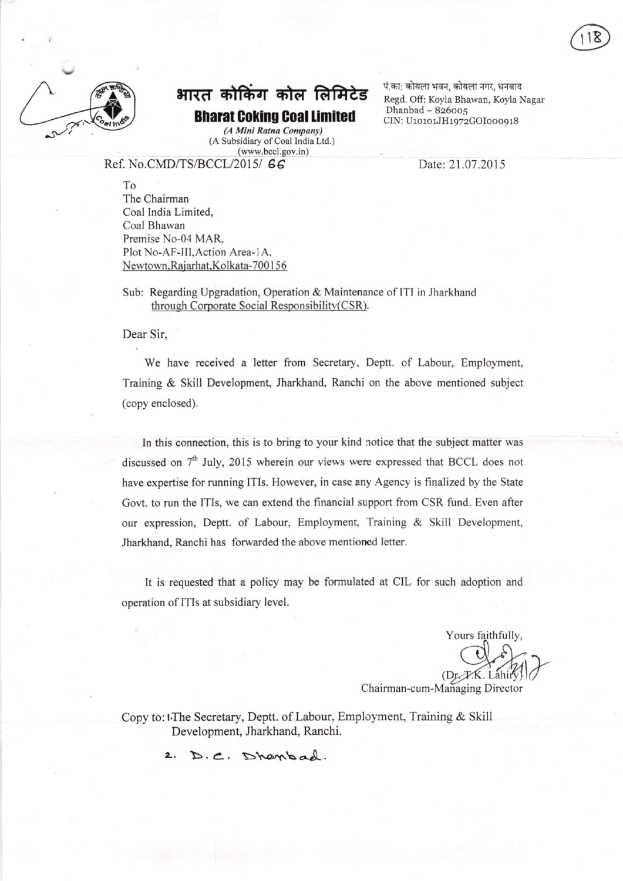# भारत कोकिंग कोल लिमिटेड

## Bharat Coking Coal Limited

*(A Mini Ratna Company)*
(A Subsidiary of Coal India Ltd.)
(www.bccl.gov.in)

पं.का: कोयला भवन, कोयला नगर, धनबाद
Regd. Off: Koyla Bhawan, Koyla Nagar
Dhanbad – 826005
CIN: U10101JH1972GOI000918

Ref. No.CMD/TS/BCCL/2015/ 66

Date: 21.07.2015

To
The Chairman
Coal India Limited,
Coal Bhawan
Premise No-04 MAR,
Plot No-AF-III,Action Area-1A,
Newtown,Rajarhat,Kolkata-700156

Sub: Regarding Upgradation, Operation & Maintenance of ITI in Jharkhand through Corporate Social Responsibility(CSR).

Dear Sir,

We have received a letter from Secretary, Deptt. of Labour, Employment, Training & Skill Development, Jharkhand, Ranchi on the above mentioned subject (copy enclosed).

In this connection, this is to bring to your kind notice that the subject matter was discussed on 7th July, 2015 wherein our views were expressed that BCCL does not have expertise for running ITIs. However, in case any Agency is finalized by the State Govt. to run the ITIs, we can extend the financial support from CSR fund. Even after our expression, Deptt. of Labour, Employment, Training & Skill Development, Jharkhand, Ranchi has forwarded the above mentioned letter.

It is requested that a policy may be formulated at CIL for such adoption and operation of ITIs at subsidiary level.

Yours faithfully,

(Dr. T.K. Lahiry)
Chairman-cum-Managing Director

Copy to: 1.The Secretary, Deptt. of Labour, Employment, Training & Skill Development, Jharkhand, Ranchi.

2. D.C. Dhanbad.